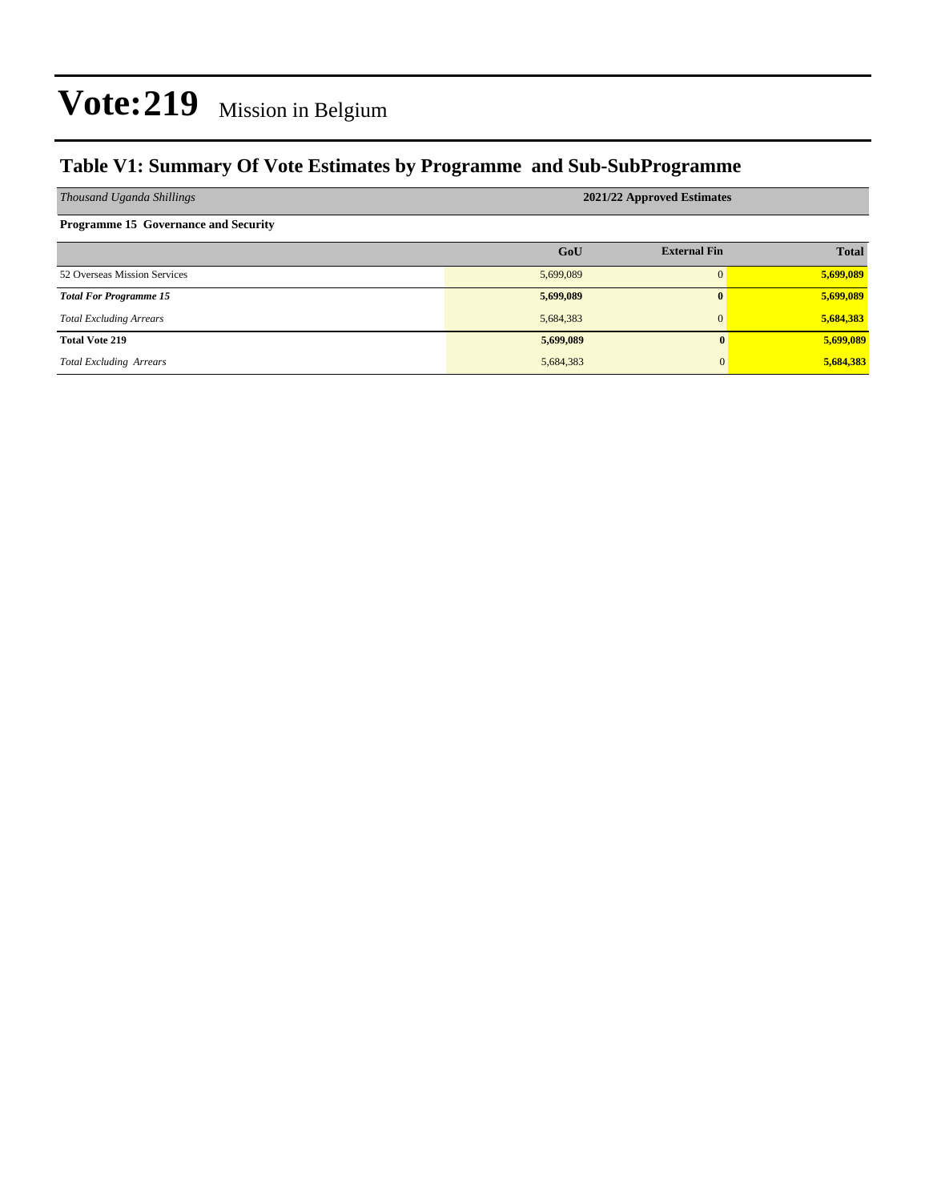# Vote:219 Mission in Belgium

## Table V1: Summary Of Vote Estimates by Programme and Sub-SubProgramme

| *Thousand Uganda Shillings* | 2021/22 Approved Estimates | | |
|---|---|---|---|
| **Programme 15 Governance and Security** | | | |
| | **GoU** | **External Fin** | **Total** |
| 52 Overseas Mission Services | 5,699,089 | 0 | **5,699,089** |
| ***Total For Programme 15*** | **5,699,089** | **0** | **5,699,089** |
| *Total Excluding Arrears* | 5,684,383 | 0 | **5,684,383** |
| **Total Vote 219** | **5,699,089** | **0** | **5,699,089** |
| *Total Excluding Arrears* | 5,684,383 | 0 | **5,684,383** |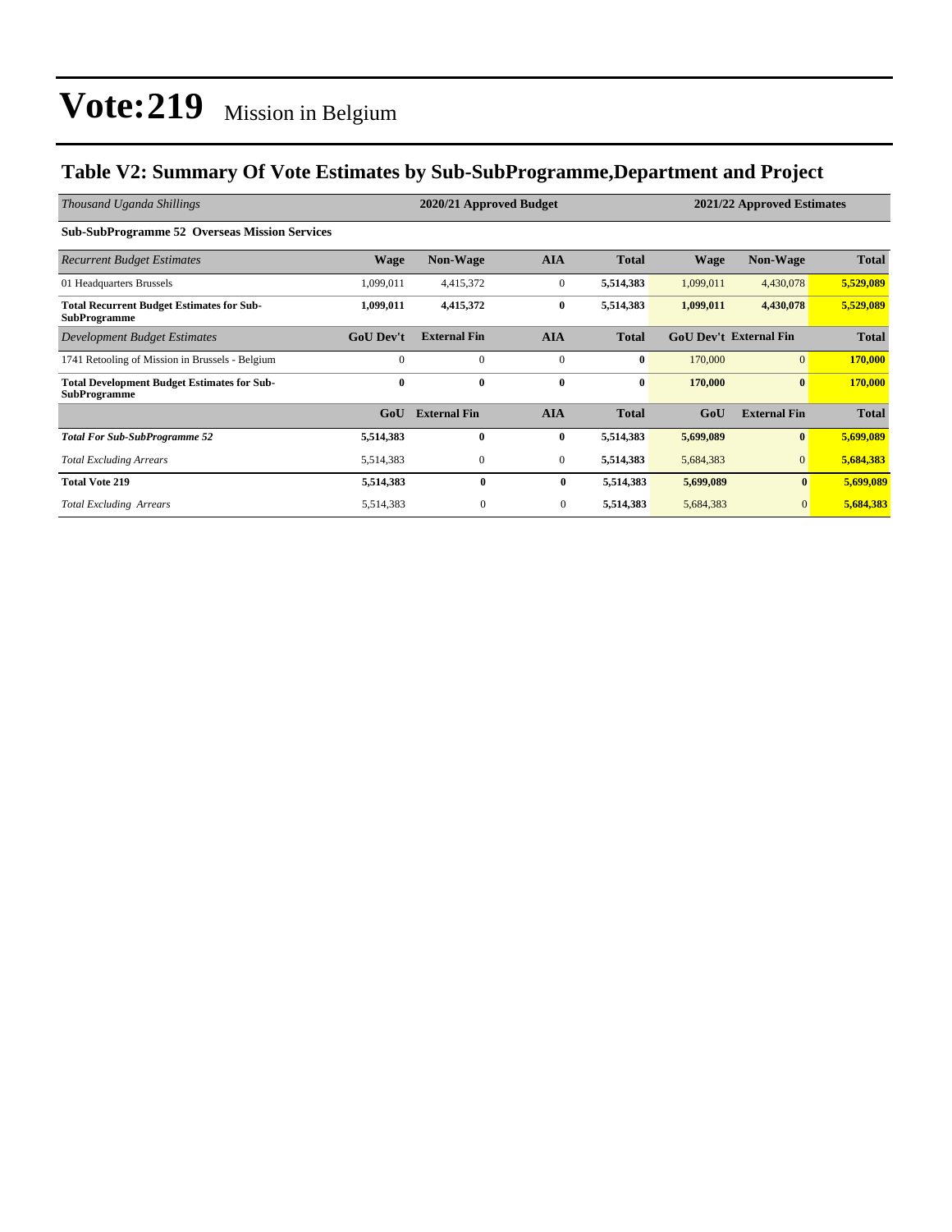# Vote:219 Mission in Belgium

## Table V2: Summary Of Vote Estimates by Sub-SubProgramme,Department and Project

| *Thousand Uganda Shillings* | 2020/21 Approved Budget | | | | 2021/22 Approved Estimates | | |
|---|---|---|---|---|---|---|---|
| **Sub-SubProgramme 52 Overseas Mission Services** | | | | | | | |
| *Recurrent Budget Estimates* | **Wage** | **Non-Wage** | **AIA** | **Total** | **Wage** | **Non-Wage** | **Total** |
| 01 Headquarters Brussels | 1,099,011 | 4,415,372 | 0 | **5,514,383** | 1,099,011 | 4,430,078 | **5,529,089** |
| **Total Recurrent Budget Estimates for Sub-SubProgramme** | **1,099,011** | **4,415,372** | **0** | **5,514,383** | **1,099,011** | **4,430,078** | **5,529,089** |
| *Development Budget Estimates* | **GoU Dev't** | **External Fin** | **AIA** | **Total** | **GoU Dev't** | **External Fin** | **Total** |
| 1741 Retooling of Mission in Brussels - Belgium | 0 | 0 | 0 | **0** | 170,000 | 0 | **170,000** |
| **Total Development Budget Estimates for Sub-SubProgramme** | **0** | **0** | **0** | **0** | **170,000** | **0** | **170,000** |
| | **GoU** | **External Fin** | **AIA** | **Total** | **GoU** | **External Fin** | **Total** |
| ***Total For Sub-SubProgramme 52*** | **5,514,383** | **0** | **0** | **5,514,383** | **5,699,089** | **0** | **5,699,089** |
| *Total Excluding Arrears* | 5,514,383 | 0 | 0 | **5,514,383** | 5,684,383 | 0 | **5,684,383** |
| **Total Vote 219** | **5,514,383** | **0** | **0** | **5,514,383** | **5,699,089** | **0** | **5,699,089** |
| *Total Excluding Arrears* | 5,514,383 | 0 | 0 | **5,514,383** | 5,684,383 | 0 | **5,684,383** |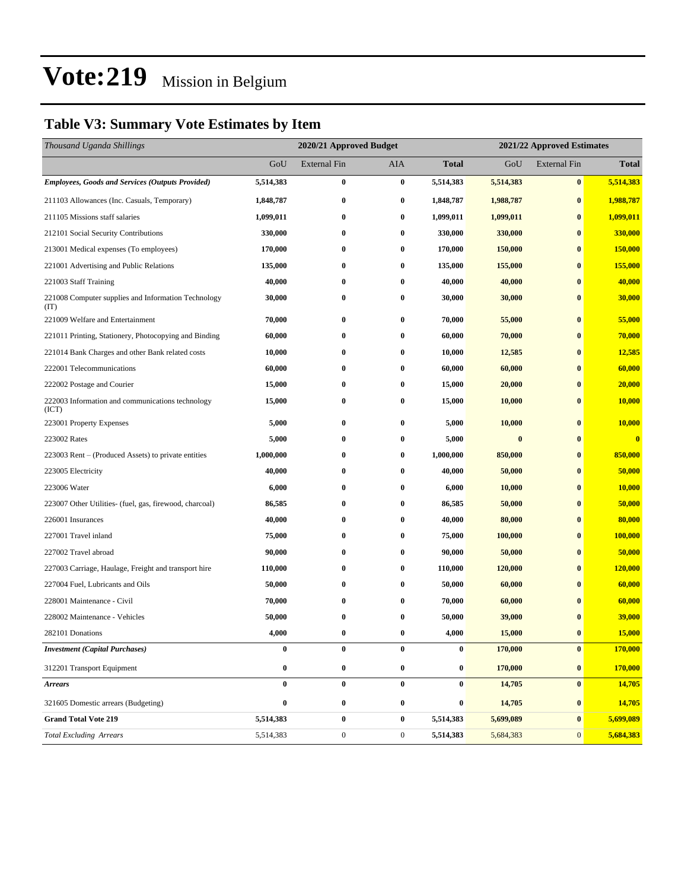# Vote:219 Mission in Belgium

## Table V3: Summary Vote Estimates by Item

| *Thousand Uganda Shillings* | 2020/21 Approved Budget | | | | 2021/22 Approved Estimates | | |
|---|---|---|---|---|---|---|---|
| | GoU | External Fin | AIA | **Total** | GoU | External Fin | **Total** |
| ***Employees, Goods and Services (Outputs Provided)*** | **5,514,383** | **0** | **0** | **5,514,383** | **5,514,383** | **0** | **5,514,383** |
| 211103 Allowances (Inc. Casuals, Temporary) | **1,848,787** | **0** | **0** | **1,848,787** | **1,988,787** | **0** | **1,988,787** |
| 211105 Missions staff salaries | **1,099,011** | **0** | **0** | **1,099,011** | **1,099,011** | **0** | **1,099,011** |
| 212101 Social Security Contributions | **330,000** | **0** | **0** | **330,000** | **330,000** | **0** | **330,000** |
| 213001 Medical expenses (To employees) | **170,000** | **0** | **0** | **170,000** | **150,000** | **0** | **150,000** |
| 221001 Advertising and Public Relations | **135,000** | **0** | **0** | **135,000** | **155,000** | **0** | **155,000** |
| 221003 Staff Training | **40,000** | **0** | **0** | **40,000** | **40,000** | **0** | **40,000** |
| 221008 Computer supplies and Information Technology (IT) | **30,000** | **0** | **0** | **30,000** | **30,000** | **0** | **30,000** |
| 221009 Welfare and Entertainment | **70,000** | **0** | **0** | **70,000** | **55,000** | **0** | **55,000** |
| 221011 Printing, Stationery, Photocopying and Binding | **60,000** | **0** | **0** | **60,000** | **70,000** | **0** | **70,000** |
| 221014 Bank Charges and other Bank related costs | **10,000** | **0** | **0** | **10,000** | **12,585** | **0** | **12,585** |
| 222001 Telecommunications | **60,000** | **0** | **0** | **60,000** | **60,000** | **0** | **60,000** |
| 222002 Postage and Courier | **15,000** | **0** | **0** | **15,000** | **20,000** | **0** | **20,000** |
| 222003 Information and communications technology (ICT) | **15,000** | **0** | **0** | **15,000** | **10,000** | **0** | **10,000** |
| 223001 Property Expenses | **5,000** | **0** | **0** | **5,000** | **10,000** | **0** | **10,000** |
| 223002 Rates | **5,000** | **0** | **0** | **5,000** | **0** | **0** | **0** |
| 223003 Rent – (Produced Assets) to private entities | **1,000,000** | **0** | **0** | **1,000,000** | **850,000** | **0** | **850,000** |
| 223005 Electricity | **40,000** | **0** | **0** | **40,000** | **50,000** | **0** | **50,000** |
| 223006 Water | **6,000** | **0** | **0** | **6,000** | **10,000** | **0** | **10,000** |
| 223007 Other Utilities- (fuel, gas, firewood, charcoal) | **86,585** | **0** | **0** | **86,585** | **50,000** | **0** | **50,000** |
| 226001 Insurances | **40,000** | **0** | **0** | **40,000** | **80,000** | **0** | **80,000** |
| 227001 Travel inland | **75,000** | **0** | **0** | **75,000** | **100,000** | **0** | **100,000** |
| 227002 Travel abroad | **90,000** | **0** | **0** | **90,000** | **50,000** | **0** | **50,000** |
| 227003 Carriage, Haulage, Freight and transport hire | **110,000** | **0** | **0** | **110,000** | **120,000** | **0** | **120,000** |
| 227004 Fuel, Lubricants and Oils | **50,000** | **0** | **0** | **50,000** | **60,000** | **0** | **60,000** |
| 228001 Maintenance - Civil | **70,000** | **0** | **0** | **70,000** | **60,000** | **0** | **60,000** |
| 228002 Maintenance - Vehicles | **50,000** | **0** | **0** | **50,000** | **39,000** | **0** | **39,000** |
| 282101 Donations | **4,000** | **0** | **0** | **4,000** | **15,000** | **0** | **15,000** |
| ***Investment (Capital Purchases)*** | **0** | **0** | **0** | **0** | **170,000** | **0** | **170,000** |
| 312201 Transport Equipment | **0** | **0** | **0** | **0** | **170,000** | **0** | **170,000** |
| ***Arrears*** | **0** | **0** | **0** | **0** | **14,705** | **0** | **14,705** |
| 321605 Domestic arrears (Budgeting) | **0** | **0** | **0** | **0** | **14,705** | **0** | **14,705** |
| **Grand Total Vote 219** | **5,514,383** | **0** | **0** | **5,514,383** | **5,699,089** | **0** | **5,699,089** |
| *Total Excluding Arrears* | 5,514,383 | 0 | 0 | **5,514,383** | 5,684,383 | 0 | **5,684,383** |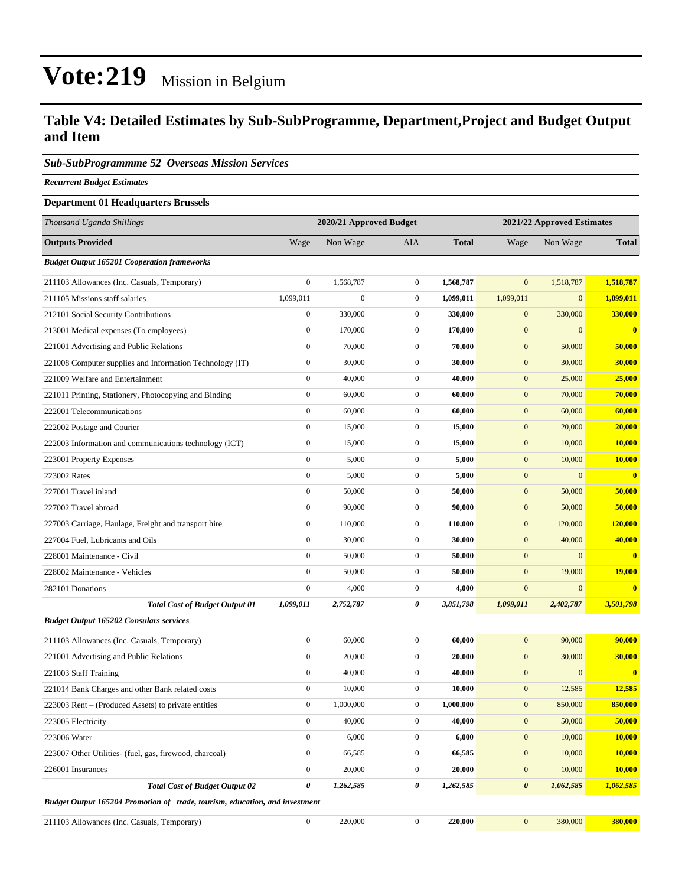# Vote:219 Mission in Belgium

## Table V4: Detailed Estimates by Sub-SubProgramme, Department,Project and Budget Output and Item

### *Sub-SubProgrammme 52 Overseas Mission Services*

***Recurrent Budget Estimates***

**Department 01 Headquarters Brussels**

| *Thousand Uganda Shillings* | 2020/21 Approved Budget | | | | 2021/22 Approved Estimates | | |
|---|---|---|---|---|---|---|---|
| **Outputs Provided** | Wage | Non Wage | AIA | **Total** | Wage | Non Wage | **Total** |
| ***Budget Output 165201 Cooperation frameworks*** | | | | | | | |
| 211103 Allowances (Inc. Casuals, Temporary) | 0 | 1,568,787 | 0 | **1,568,787** | 0 | 1,518,787 | **1,518,787** |
| 211105 Missions staff salaries | 1,099,011 | 0 | 0 | **1,099,011** | 1,099,011 | 0 | **1,099,011** |
| 212101 Social Security Contributions | 0 | 330,000 | 0 | **330,000** | 0 | 330,000 | **330,000** |
| 213001 Medical expenses (To employees) | 0 | 170,000 | 0 | **170,000** | 0 | 0 | **0** |
| 221001 Advertising and Public Relations | 0 | 70,000 | 0 | **70,000** | 0 | 50,000 | **50,000** |
| 221008 Computer supplies and Information Technology (IT) | 0 | 30,000 | 0 | **30,000** | 0 | 30,000 | **30,000** |
| 221009 Welfare and Entertainment | 0 | 40,000 | 0 | **40,000** | 0 | 25,000 | **25,000** |
| 221011 Printing, Stationery, Photocopying and Binding | 0 | 60,000 | 0 | **60,000** | 0 | 70,000 | **70,000** |
| 222001 Telecommunications | 0 | 60,000 | 0 | **60,000** | 0 | 60,000 | **60,000** |
| 222002 Postage and Courier | 0 | 15,000 | 0 | **15,000** | 0 | 20,000 | **20,000** |
| 222003 Information and communications technology (ICT) | 0 | 15,000 | 0 | **15,000** | 0 | 10,000 | **10,000** |
| 223001 Property Expenses | 0 | 5,000 | 0 | **5,000** | 0 | 10,000 | **10,000** |
| 223002 Rates | 0 | 5,000 | 0 | **5,000** | 0 | 0 | **0** |
| 227001 Travel inland | 0 | 50,000 | 0 | **50,000** | 0 | 50,000 | **50,000** |
| 227002 Travel abroad | 0 | 90,000 | 0 | **90,000** | 0 | 50,000 | **50,000** |
| 227003 Carriage, Haulage, Freight and transport hire | 0 | 110,000 | 0 | **110,000** | 0 | 120,000 | **120,000** |
| 227004 Fuel, Lubricants and Oils | 0 | 30,000 | 0 | **30,000** | 0 | 40,000 | **40,000** |
| 228001 Maintenance - Civil | 0 | 50,000 | 0 | **50,000** | 0 | 0 | **0** |
| 228002 Maintenance - Vehicles | 0 | 50,000 | 0 | **50,000** | 0 | 19,000 | **19,000** |
| 282101 Donations | 0 | 4,000 | 0 | **4,000** | 0 | 0 | **0** |
| ***Total Cost of Budget Output 01*** | ***1,099,011*** | ***2,752,787*** | ***0*** | ***3,851,798*** | ***1,099,011*** | ***2,402,787*** | ***3,501,798*** |
| ***Budget Output 165202 Consulars services*** | | | | | | | |
| 211103 Allowances (Inc. Casuals, Temporary) | 0 | 60,000 | 0 | **60,000** | 0 | 90,000 | **90,000** |
| 221001 Advertising and Public Relations | 0 | 20,000 | 0 | **20,000** | 0 | 30,000 | **30,000** |
| 221003 Staff Training | 0 | 40,000 | 0 | **40,000** | 0 | 0 | **0** |
| 221014 Bank Charges and other Bank related costs | 0 | 10,000 | 0 | **10,000** | 0 | 12,585 | **12,585** |
| 223003 Rent – (Produced Assets) to private entities | 0 | 1,000,000 | 0 | **1,000,000** | 0 | 850,000 | **850,000** |
| 223005 Electricity | 0 | 40,000 | 0 | **40,000** | 0 | 50,000 | **50,000** |
| 223006 Water | 0 | 6,000 | 0 | **6,000** | 0 | 10,000 | **10,000** |
| 223007 Other Utilities- (fuel, gas, firewood, charcoal) | 0 | 66,585 | 0 | **66,585** | 0 | 10,000 | **10,000** |
| 226001 Insurances | 0 | 20,000 | 0 | **20,000** | 0 | 10,000 | **10,000** |
| ***Total Cost of Budget Output 02*** | ***0*** | ***1,262,585*** | ***0*** | ***1,262,585*** | ***0*** | ***1,062,585*** | ***1,062,585*** |
| ***Budget Output 165204 Promotion of trade, tourism, education, and investment*** | | | | | | | |
| 211103 Allowances (Inc. Casuals, Temporary) | 0 | 220,000 | 0 | **220,000** | 0 | 380,000 | **380,000** |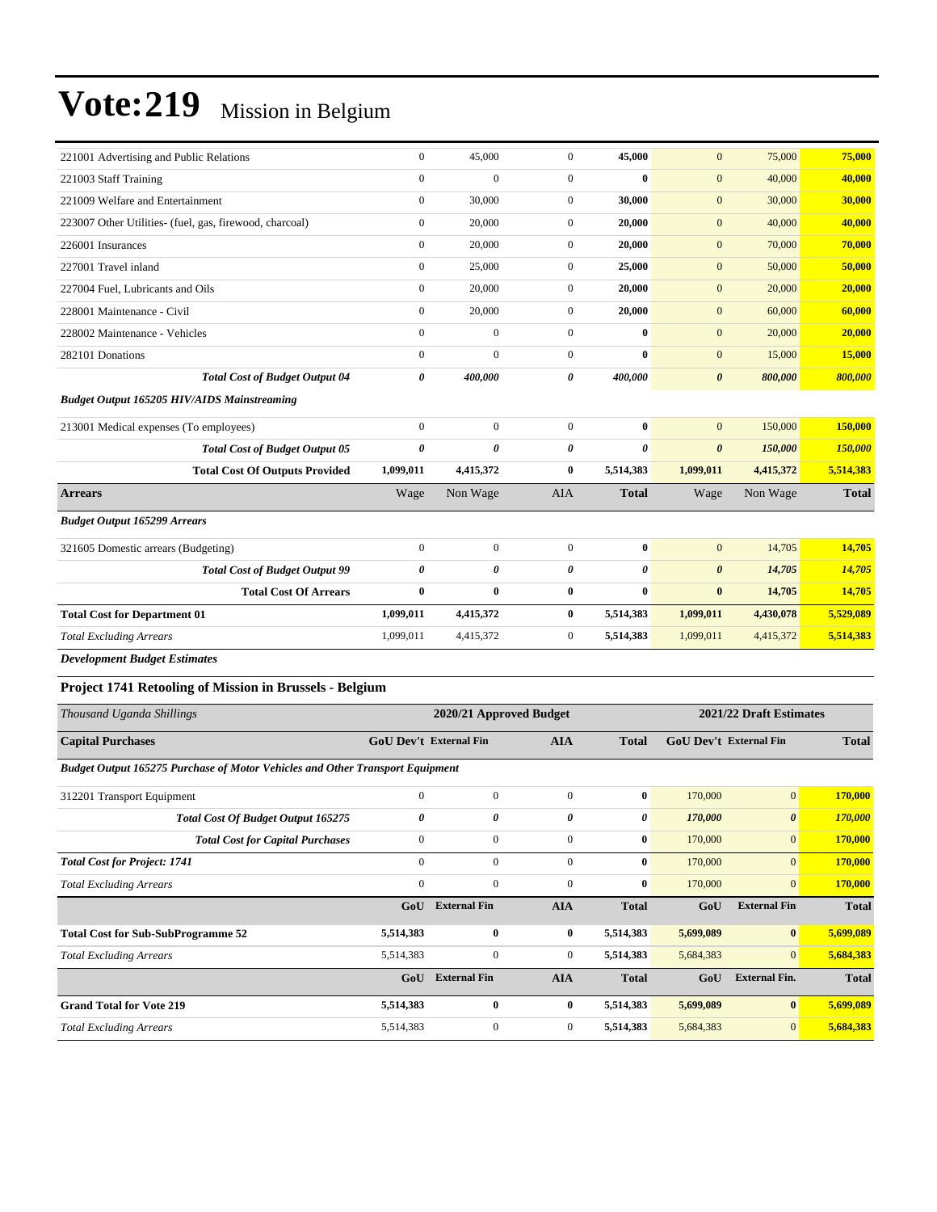# Vote:219 Mission in Belgium

| | | | | | | | |
|---|---|---|---|---|---|---|---|
| 221001 Advertising and Public Relations | 0 | 45,000 | 0 | **45,000** | 0 | 75,000 | **75,000** |
| 221003 Staff Training | 0 | 0 | 0 | **0** | 0 | 40,000 | **40,000** |
| 221009 Welfare and Entertainment | 0 | 30,000 | 0 | **30,000** | 0 | 30,000 | **30,000** |
| 223007 Other Utilities- (fuel, gas, firewood, charcoal) | 0 | 20,000 | 0 | **20,000** | 0 | 40,000 | **40,000** |
| 226001 Insurances | 0 | 20,000 | 0 | **20,000** | 0 | 70,000 | **70,000** |
| 227001 Travel inland | 0 | 25,000 | 0 | **25,000** | 0 | 50,000 | **50,000** |
| 227004 Fuel, Lubricants and Oils | 0 | 20,000 | 0 | **20,000** | 0 | 20,000 | **20,000** |
| 228001 Maintenance - Civil | 0 | 20,000 | 0 | **20,000** | 0 | 60,000 | **60,000** |
| 228002 Maintenance - Vehicles | 0 | 0 | 0 | **0** | 0 | 20,000 | **20,000** |
| 282101 Donations | 0 | 0 | 0 | **0** | 0 | 15,000 | **15,000** |
| ***Total Cost of Budget Output 04*** | ***0*** | ***400,000*** | ***0*** | ***400,000*** | ***0*** | ***800,000*** | ***800,000*** |
| ***Budget Output 165205 HIV/AIDS Mainstreaming*** | | | | | | | |
| 213001 Medical expenses (To employees) | 0 | 0 | 0 | **0** | 0 | 150,000 | **150,000** |
| ***Total Cost of Budget Output 05*** | ***0*** | ***0*** | ***0*** | ***0*** | ***0*** | ***150,000*** | ***150,000*** |
| **Total Cost Of Outputs Provided** | **1,099,011** | **4,415,372** | **0** | **5,514,383** | **1,099,011** | **4,415,372** | **5,514,383** |
| **Arrears** | Wage | Non Wage | AIA | **Total** | Wage | Non Wage | **Total** |
| ***Budget Output 165299 Arrears*** | | | | | | | |
| 321605 Domestic arrears (Budgeting) | 0 | 0 | 0 | **0** | 0 | 14,705 | **14,705** |
| ***Total Cost of Budget Output 99*** | ***0*** | ***0*** | ***0*** | ***0*** | ***0*** | ***14,705*** | ***14,705*** |
| **Total Cost Of Arrears** | **0** | **0** | **0** | **0** | **0** | **14,705** | **14,705** |
| **Total Cost for Department 01** | **1,099,011** | **4,415,372** | **0** | **5,514,383** | **1,099,011** | **4,430,078** | **5,529,089** |
| *Total Excluding Arrears* | 1,099,011 | 4,415,372 | 0 | **5,514,383** | 1,099,011 | 4,415,372 | **5,514,383** |

***Development Budget Estimates***

### Project 1741 Retooling of Mission in Brussels - Belgium

| *Thousand Uganda Shillings* | **2020/21 Approved Budget** | | | | **2021/22 Draft Estimates** | | |
|---|---|---|---|---|---|---|---|
| **Capital Purchases** | **GoU Dev't** | **External Fin** | **AIA** | **Total** | **GoU Dev't** | **External Fin** | **Total** |
| ***Budget Output 165275 Purchase of Motor Vehicles and Other Transport Equipment*** | | | | | | | |
| 312201 Transport Equipment | 0 | 0 | 0 | **0** | 170,000 | 0 | **170,000** |
| ***Total Cost Of Budget Output 165275*** | ***0*** | ***0*** | ***0*** | ***0*** | ***170,000*** | ***0*** | ***170,000*** |
| ***Total Cost for Capital Purchases*** | 0 | 0 | 0 | **0** | 170,000 | 0 | **170,000** |
| ***Total Cost for Project: 1741*** | 0 | 0 | 0 | **0** | 170,000 | 0 | **170,000** |
| *Total Excluding Arrears* | 0 | 0 | 0 | **0** | 170,000 | 0 | **170,000** |
| | **GoU** | **External Fin** | **AIA** | **Total** | **GoU** | **External Fin** | **Total** |
| **Total Cost for Sub-SubProgramme 52** | **5,514,383** | **0** | **0** | **5,514,383** | **5,699,089** | **0** | **5,699,089** |
| *Total Excluding Arrears* | 5,514,383 | 0 | 0 | **5,514,383** | 5,684,383 | 0 | **5,684,383** |
| | **GoU** | **External Fin** | **AIA** | **Total** | **GoU** | **External Fin.** | **Total** |
| **Grand Total for Vote 219** | **5,514,383** | **0** | **0** | **5,514,383** | **5,699,089** | **0** | **5,699,089** |
| *Total Excluding Arrears* | 5,514,383 | 0 | 0 | **5,514,383** | 5,684,383 | 0 | **5,684,383** |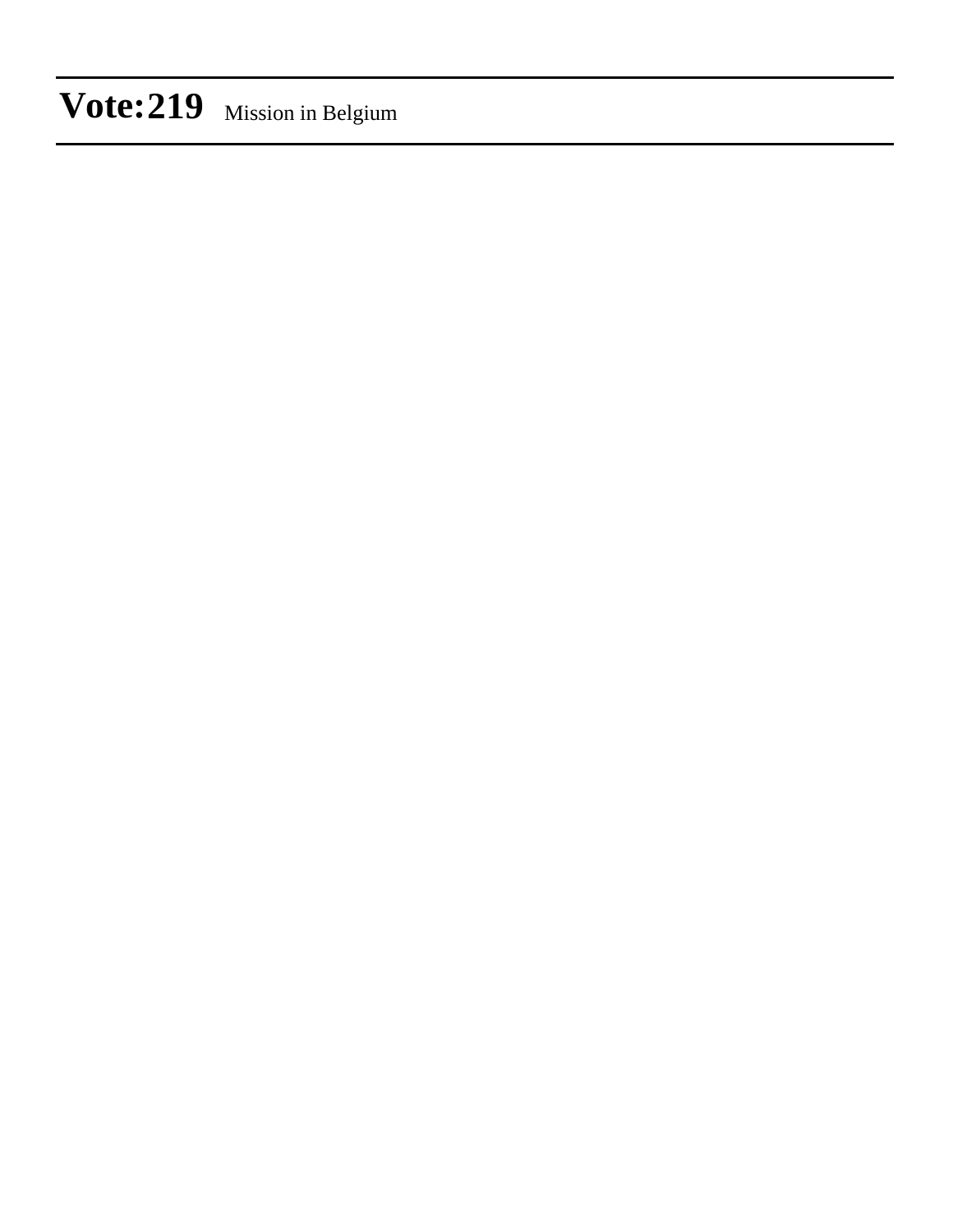# Vote:219 Mission in Belgium